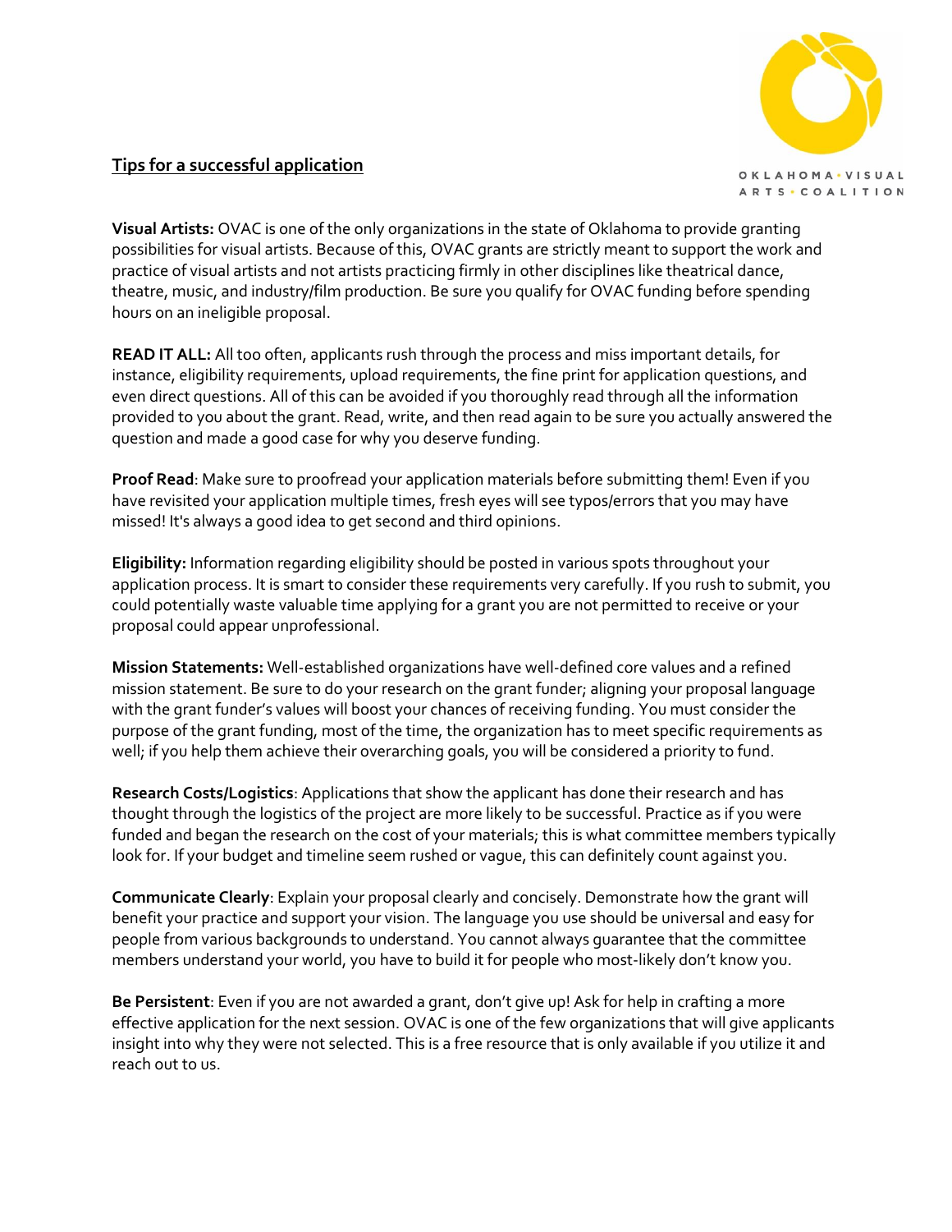OKLAHOMA • VISUAL ARTS • COALITION

## Tips for a successful application

**Visual Artists:** OVAC is one of the only organizations in the state of Oklahoma to provide granting possibilities for visual artists. Because of this, OVAC grants are strictly meant to support the work and practice of visual artists and not artists practicing firmly in other disciplines like theatrical dance, theatre, music, and industry/film production. Be sure you qualify for OVAC funding before spending hours on an ineligible proposal.

**READ IT ALL:** All too often, applicants rush through the process and miss important details, for instance, eligibility requirements, upload requirements, the fine print for application questions, and even direct questions. All of this can be avoided if you thoroughly read through all the information provided to you about the grant. Read, write, and then read again to be sure you actually answered the question and made a good case for why you deserve funding.

**Proof Read**: Make sure to proofread your application materials before submitting them! Even if you have revisited your application multiple times, fresh eyes will see typos/errors that you may have missed! It's always a good idea to get second and third opinions.

**Eligibility:** Information regarding eligibility should be posted in various spots throughout your application process. It is smart to consider these requirements very carefully. If you rush to submit, you could potentially waste valuable time applying for a grant you are not permitted to receive or your proposal could appear unprofessional.

**Mission Statements:** Well-established organizations have well-defined core values and a refined mission statement. Be sure to do your research on the grant funder; aligning your proposal language with the grant funder's values will boost your chances of receiving funding. You must consider the purpose of the grant funding, most of the time, the organization has to meet specific requirements as well; if you help them achieve their overarching goals, you will be considered a priority to fund.

**Research Costs/Logistics**: Applications that show the applicant has done their research and has thought through the logistics of the project are more likely to be successful. Practice as if you were funded and began the research on the cost of your materials; this is what committee members typically look for. If your budget and timeline seem rushed or vague, this can definitely count against you.

**Communicate Clearly**: Explain your proposal clearly and concisely. Demonstrate how the grant will benefit your practice and support your vision. The language you use should be universal and easy for people from various backgrounds to understand. You cannot always guarantee that the committee members understand your world, you have to build it for people who most-likely don't know you.

**Be Persistent**: Even if you are not awarded a grant, don't give up! Ask for help in crafting a more effective application for the next session. OVAC is one of the few organizations that will give applicants insight into why they were not selected. This is a free resource that is only available if you utilize it and reach out to us.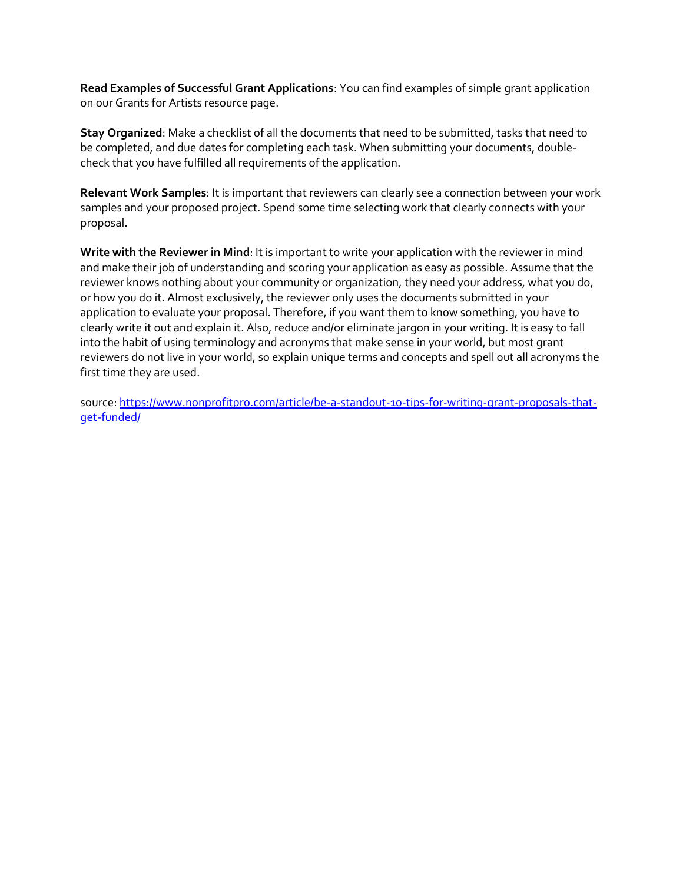**Read Examples of Successful Grant Applications**: You can find examples of simple grant application on our Grants for Artists resource page.

**Stay Organized**: Make a checklist of all the documents that need to be submitted, tasks that need to be completed, and due dates for completing each task. When submitting your documents, double-check that you have fulfilled all requirements of the application.

**Relevant Work Samples**: It is important that reviewers can clearly see a connection between your work samples and your proposed project. Spend some time selecting work that clearly connects with your proposal.

**Write with the Reviewer in Mind**: It is important to write your application with the reviewer in mind and make their job of understanding and scoring your application as easy as possible. Assume that the reviewer knows nothing about your community or organization, they need your address, what you do, or how you do it. Almost exclusively, the reviewer only uses the documents submitted in your application to evaluate your proposal. Therefore, if you want them to know something, you have to clearly write it out and explain it. Also, reduce and/or eliminate jargon in your writing. It is easy to fall into the habit of using terminology and acronyms that make sense in your world, but most grant reviewers do not live in your world, so explain unique terms and concepts and spell out all acronyms the first time they are used.

source: [https://www.nonprofitpro.com/article/be-a-standout-10-tips-for-writing-grant-proposals-that-get-funded/](https://www.nonprofitpro.com/article/be-a-standout-10-tips-for-writing-grant-proposals-that-get-funded/)